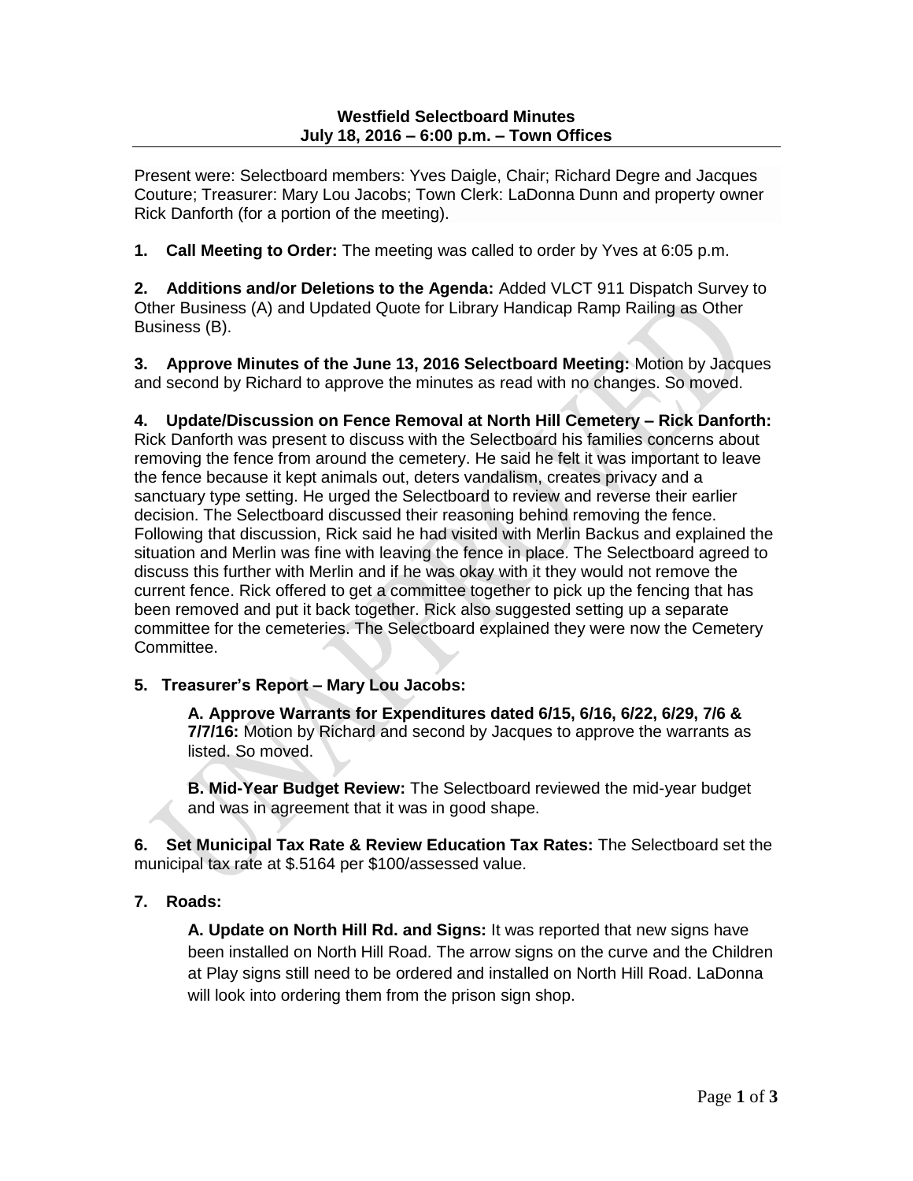**Westfield Selectboard Minutes**
**July 18, 2016 – 6:00 p.m. – Town Offices**

Present were: Selectboard members: Yves Daigle, Chair; Richard Degre and Jacques Couture; Treasurer: Mary Lou Jacobs; Town Clerk: LaDonna Dunn and property owner Rick Danforth (for a portion of the meeting).

**1. Call Meeting to Order:** The meeting was called to order by Yves at 6:05 p.m.

**2. Additions and/or Deletions to the Agenda:** Added VLCT 911 Dispatch Survey to Other Business (A) and Updated Quote for Library Handicap Ramp Railing as Other Business (B).

**3. Approve Minutes of the June 13, 2016 Selectboard Meeting:** Motion by Jacques and second by Richard to approve the minutes as read with no changes. So moved.

**4. Update/Discussion on Fence Removal at North Hill Cemetery – Rick Danforth:** Rick Danforth was present to discuss with the Selectboard his families concerns about removing the fence from around the cemetery. He said he felt it was important to leave the fence because it kept animals out, deters vandalism, creates privacy and a sanctuary type setting. He urged the Selectboard to review and reverse their earlier decision. The Selectboard discussed their reasoning behind removing the fence. Following that discussion, Rick said he had visited with Merlin Backus and explained the situation and Merlin was fine with leaving the fence in place. The Selectboard agreed to discuss this further with Merlin and if he was okay with it they would not remove the current fence. Rick offered to get a committee together to pick up the fencing that has been removed and put it back together. Rick also suggested setting up a separate committee for the cemeteries. The Selectboard explained they were now the Cemetery Committee.

**5. Treasurer's Report – Mary Lou Jacobs:**

**A. Approve Warrants for Expenditures dated 6/15, 6/16, 6/22, 6/29, 7/6 & 7/7/16:** Motion by Richard and second by Jacques to approve the warrants as listed. So moved.

**B. Mid-Year Budget Review:** The Selectboard reviewed the mid-year budget and was in agreement that it was in good shape.

**6. Set Municipal Tax Rate & Review Education Tax Rates:** The Selectboard set the municipal tax rate at $.5164 per $100/assessed value.

**7. Roads:**

**A. Update on North Hill Rd. and Signs:** It was reported that new signs have been installed on North Hill Road. The arrow signs on the curve and the Children at Play signs still need to be ordered and installed on North Hill Road. LaDonna will look into ordering them from the prison sign shop.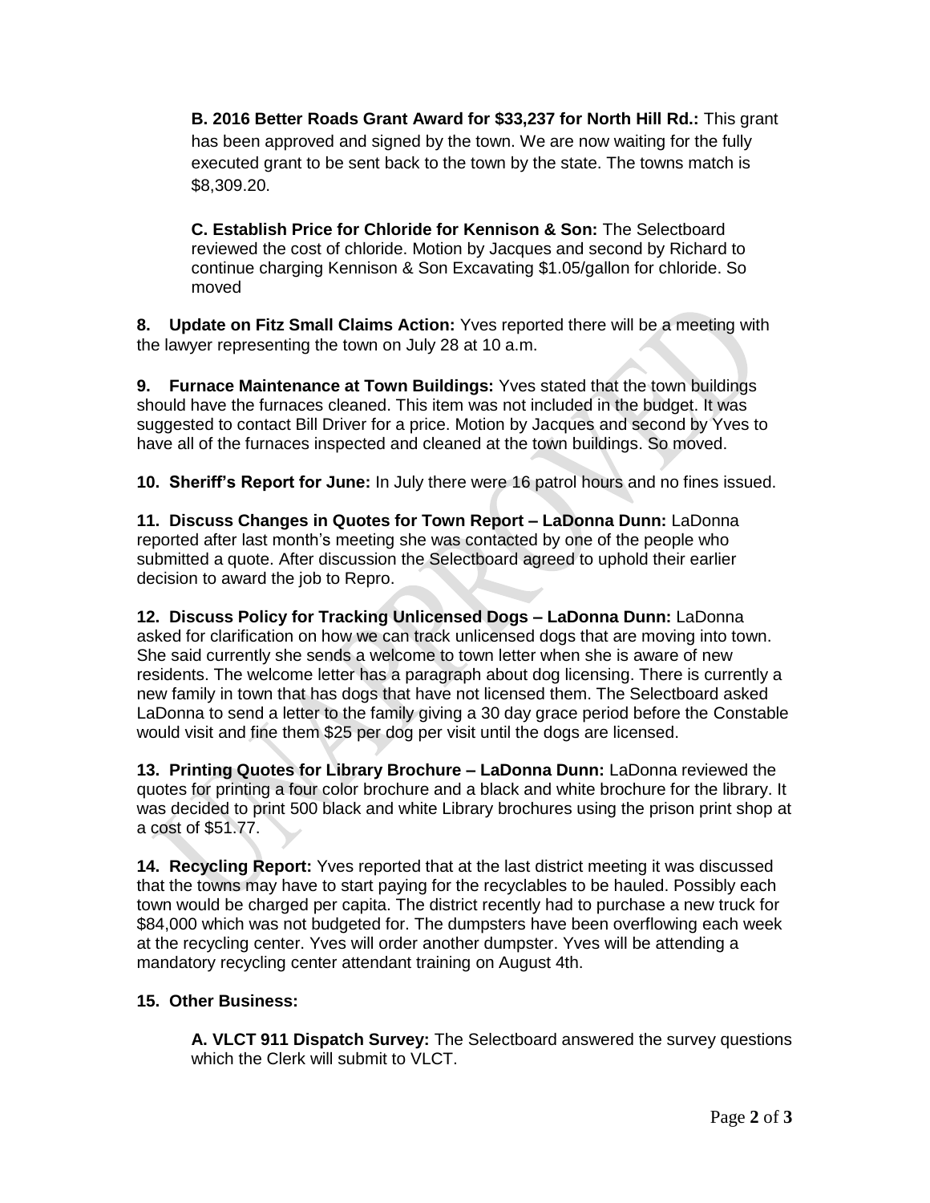**B. 2016 Better Roads Grant Award for $33,237 for North Hill Rd.:** This grant has been approved and signed by the town. We are now waiting for the fully executed grant to be sent back to the town by the state. The towns match is $8,309.20.

**C. Establish Price for Chloride for Kennison & Son:** The Selectboard reviewed the cost of chloride. Motion by Jacques and second by Richard to continue charging Kennison & Son Excavating $1.05/gallon for chloride. So moved

**8. Update on Fitz Small Claims Action:** Yves reported there will be a meeting with the lawyer representing the town on July 28 at 10 a.m.

**9. Furnace Maintenance at Town Buildings:** Yves stated that the town buildings should have the furnaces cleaned. This item was not included in the budget. It was suggested to contact Bill Driver for a price. Motion by Jacques and second by Yves to have all of the furnaces inspected and cleaned at the town buildings. So moved.

**10. Sheriff's Report for June:** In July there were 16 patrol hours and no fines issued.

**11. Discuss Changes in Quotes for Town Report – LaDonna Dunn:** LaDonna reported after last month's meeting she was contacted by one of the people who submitted a quote. After discussion the Selectboard agreed to uphold their earlier decision to award the job to Repro.

**12. Discuss Policy for Tracking Unlicensed Dogs – LaDonna Dunn:** LaDonna asked for clarification on how we can track unlicensed dogs that are moving into town. She said currently she sends a welcome to town letter when she is aware of new residents. The welcome letter has a paragraph about dog licensing. There is currently a new family in town that has dogs that have not licensed them. The Selectboard asked LaDonna to send a letter to the family giving a 30 day grace period before the Constable would visit and fine them $25 per dog per visit until the dogs are licensed.

**13. Printing Quotes for Library Brochure – LaDonna Dunn:** LaDonna reviewed the quotes for printing a four color brochure and a black and white brochure for the library. It was decided to print 500 black and white Library brochures using the prison print shop at a cost of $51.77.

**14. Recycling Report:** Yves reported that at the last district meeting it was discussed that the towns may have to start paying for the recyclables to be hauled. Possibly each town would be charged per capita. The district recently had to purchase a new truck for $84,000 which was not budgeted for. The dumpsters have been overflowing each week at the recycling center. Yves will order another dumpster. Yves will be attending a mandatory recycling center attendant training on August 4th.

**15. Other Business:**

**A. VLCT 911 Dispatch Survey:** The Selectboard answered the survey questions which the Clerk will submit to VLCT.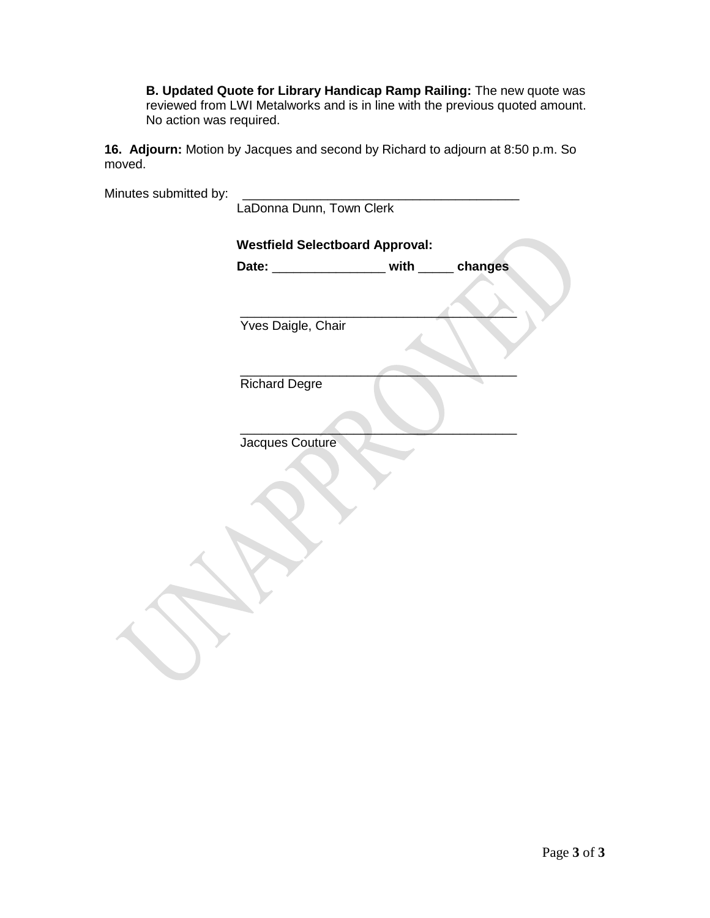**B. Updated Quote for Library Handicap Ramp Railing:** The new quote was reviewed from LWI Metalworks and is in line with the previous quoted amount. No action was required.

**16. Adjourn:** Motion by Jacques and second by Richard to adjourn at 8:50 p.m. So moved.

Minutes submitted by: \_\_\_\_\_\_\_\_\_\_\_\_\_\_\_\_\_\_\_\_\_\_\_\_\_\_\_\_\_\_\_\_\_\_\_\_\_\_\_\_

LaDonna Dunn, Town Clerk

**Westfield Selectboard Approval:**

**Date:** \_\_\_\_\_\_\_\_\_\_\_\_\_\_\_\_ **with** \_\_\_\_\_ **changes**

\_\_\_\_\_\_\_\_\_\_\_\_\_\_\_\_\_\_\_\_\_\_\_\_\_\_\_\_\_\_\_\_\_\_\_\_\_\_\_\_

Yves Daigle, Chair

\_\_\_\_\_\_\_\_\_\_\_\_\_\_\_\_\_\_\_\_\_\_\_\_\_\_\_\_\_\_\_\_\_\_\_\_\_\_\_\_

Richard Degre

\_\_\_\_\_\_\_\_\_\_\_\_\_\_\_\_\_\_\_\_\_\_\_\_\_\_\_\_\_\_\_\_\_\_\_\_\_\_\_\_

Jacques Couture

UNAPPROVED